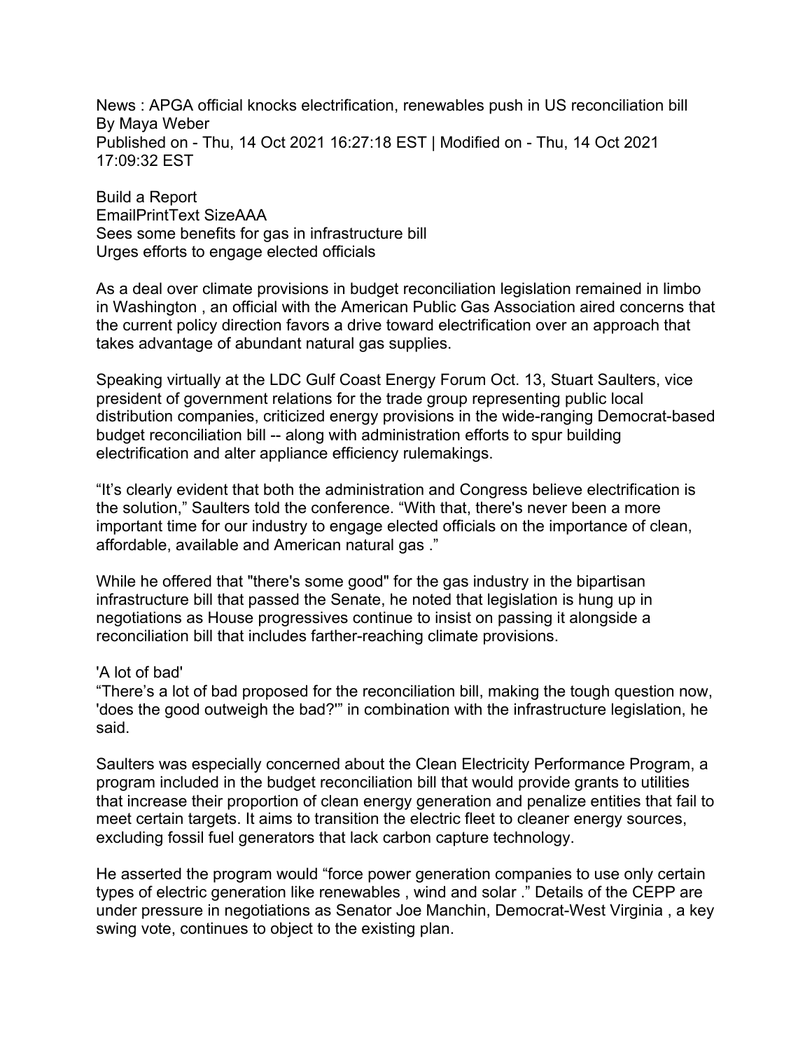# News : APGA official knocks electrification, renewables push in US reconciliation bill

By Maya Weber

Published on - Thu, 14 Oct 2021 16:27:18 EST | Modified on - Thu, 14 Oct 2021 17:09:32 EST

Build a Report

EmailPrintText SizeAAA

Sees some benefits for gas in infrastructure bill

Urges efforts to engage elected officials

As a deal over climate provisions in budget reconciliation legislation remained in limbo in Washington , an official with the American Public Gas Association aired concerns that the current policy direction favors a drive toward electrification over an approach that takes advantage of abundant natural gas supplies.

Speaking virtually at the LDC Gulf Coast Energy Forum Oct. 13, Stuart Saulters, vice president of government relations for the trade group representing public local distribution companies, criticized energy provisions in the wide-ranging Democrat-based budget reconciliation bill -- along with administration efforts to spur building electrification and alter appliance efficiency rulemakings.

"It's clearly evident that both the administration and Congress believe electrification is the solution," Saulters told the conference. "With that, there's never been a more important time for our industry to engage elected officials on the importance of clean, affordable, available and American natural gas ."

While he offered that "there's some good" for the gas industry in the bipartisan infrastructure bill that passed the Senate, he noted that legislation is hung up in negotiations as House progressives continue to insist on passing it alongside a reconciliation bill that includes farther-reaching climate provisions.

## 'A lot of bad'

"There's a lot of bad proposed for the reconciliation bill, making the tough question now, 'does the good outweigh the bad?'" in combination with the infrastructure legislation, he said.

Saulters was especially concerned about the Clean Electricity Performance Program, a program included in the budget reconciliation bill that would provide grants to utilities that increase their proportion of clean energy generation and penalize entities that fail to meet certain targets. It aims to transition the electric fleet to cleaner energy sources, excluding fossil fuel generators that lack carbon capture technology.

He asserted the program would "force power generation companies to use only certain types of electric generation like renewables , wind and solar ." Details of the CEPP are under pressure in negotiations as Senator Joe Manchin, Democrat-West Virginia , a key swing vote, continues to object to the existing plan.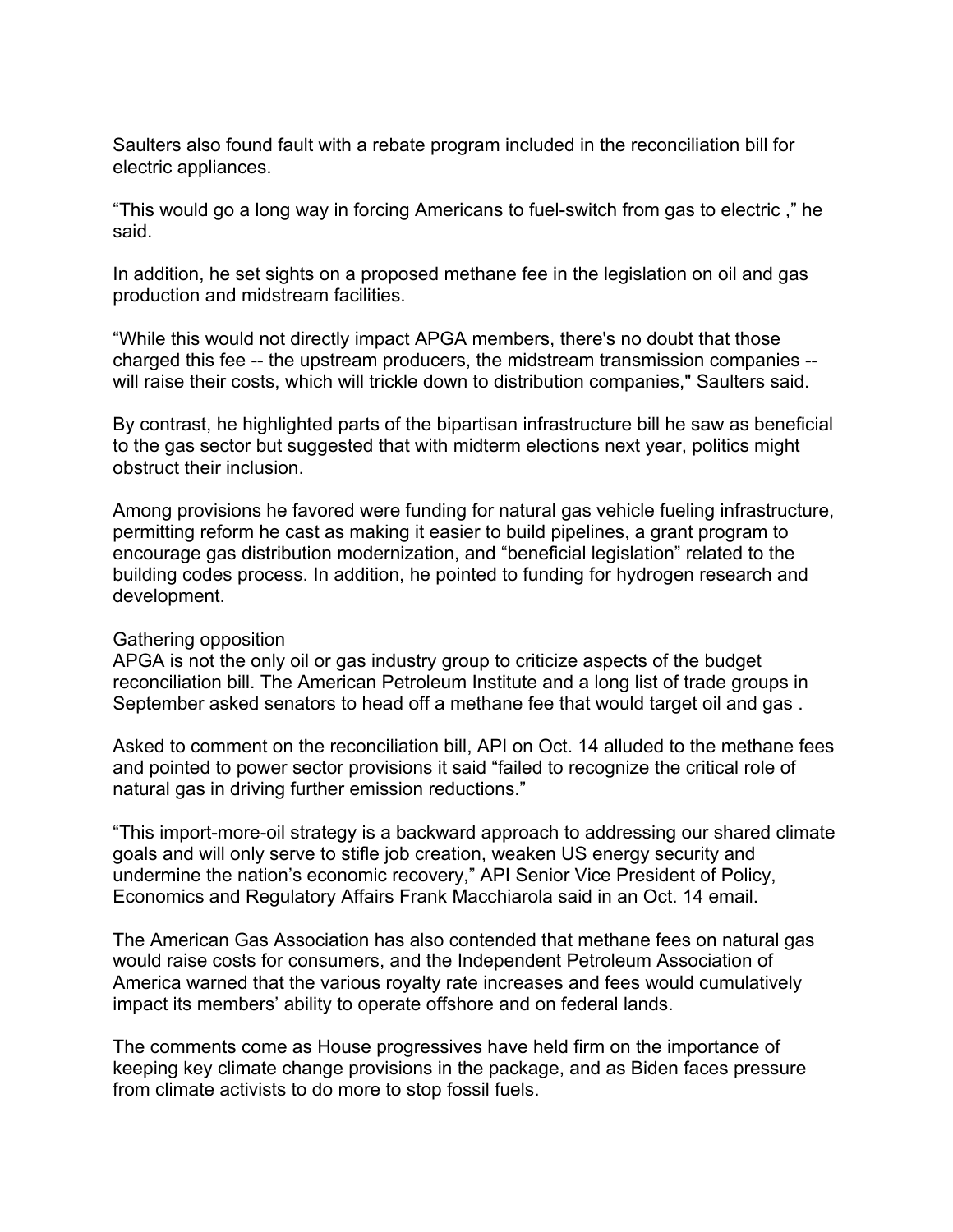Saulters also found fault with a rebate program included in the reconciliation bill for electric appliances.

“This would go a long way in forcing Americans to fuel-switch from gas to electric ,” he said.

In addition, he set sights on a proposed methane fee in the legislation on oil and gas production and midstream facilities.

“While this would not directly impact APGA members, there's no doubt that those charged this fee -- the upstream producers, the midstream transmission companies -- will raise their costs, which will trickle down to distribution companies," Saulters said.

By contrast, he highlighted parts of the bipartisan infrastructure bill he saw as beneficial to the gas sector but suggested that with midterm elections next year, politics might obstruct their inclusion.

Among provisions he favored were funding for natural gas vehicle fueling infrastructure, permitting reform he cast as making it easier to build pipelines, a grant program to encourage gas distribution modernization, and “beneficial legislation” related to the building codes process. In addition, he pointed to funding for hydrogen research and development.

## Gathering opposition

APGA is not the only oil or gas industry group to criticize aspects of the budget reconciliation bill. The American Petroleum Institute and a long list of trade groups in September asked senators to head off a methane fee that would target oil and gas .

Asked to comment on the reconciliation bill, API on Oct. 14 alluded to the methane fees and pointed to power sector provisions it said “failed to recognize the critical role of natural gas in driving further emission reductions.”

“This import-more-oil strategy is a backward approach to addressing our shared climate goals and will only serve to stifle job creation, weaken US energy security and undermine the nation’s economic recovery,” API Senior Vice President of Policy, Economics and Regulatory Affairs Frank Macchiarola said in an Oct. 14 email.

The American Gas Association has also contended that methane fees on natural gas would raise costs for consumers, and the Independent Petroleum Association of America warned that the various royalty rate increases and fees would cumulatively impact its members’ ability to operate offshore and on federal lands.

The comments come as House progressives have held firm on the importance of keeping key climate change provisions in the package, and as Biden faces pressure from climate activists to do more to stop fossil fuels.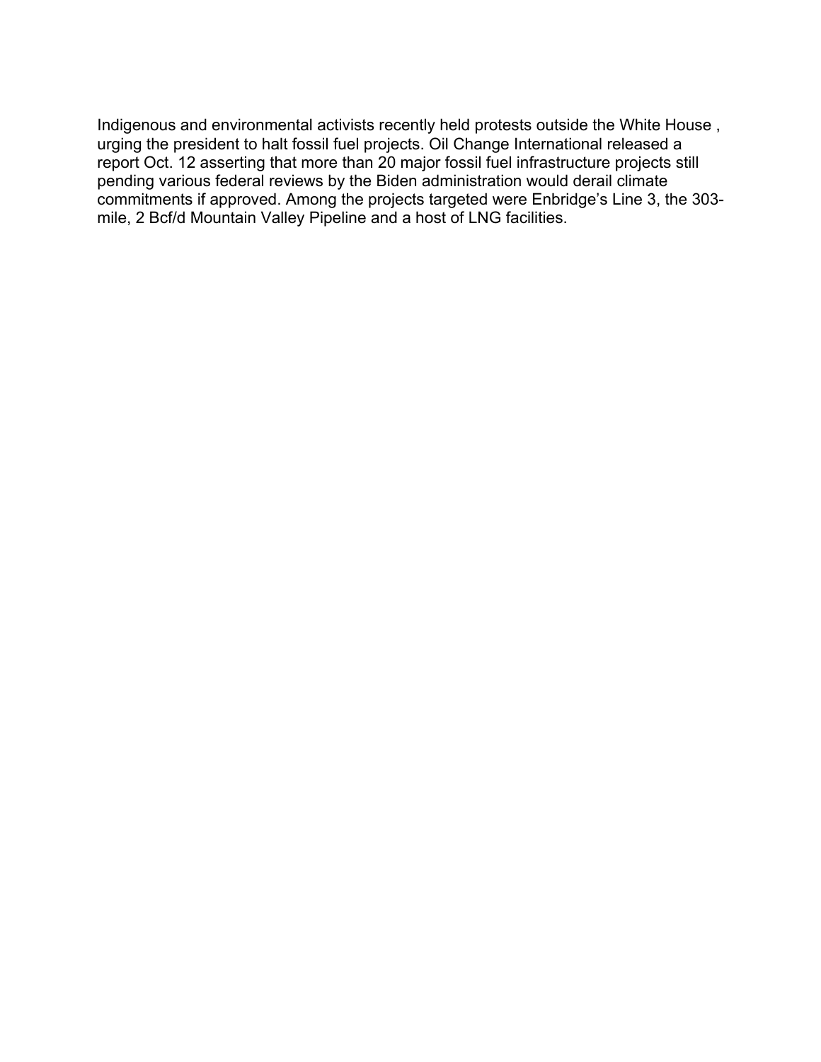Indigenous and environmental activists recently held protests outside the White House , urging the president to halt fossil fuel projects. Oil Change International released a report Oct. 12 asserting that more than 20 major fossil fuel infrastructure projects still pending various federal reviews by the Biden administration would derail climate commitments if approved. Among the projects targeted were Enbridge's Line 3, the 303-mile, 2 Bcf/d Mountain Valley Pipeline and a host of LNG facilities.